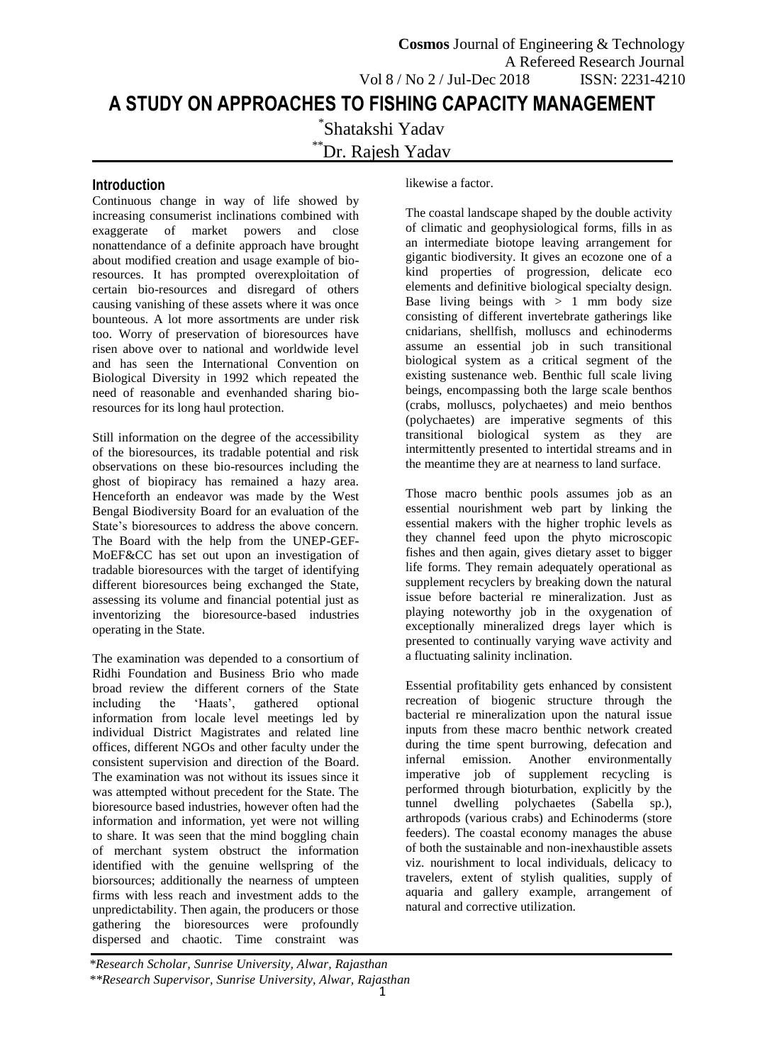# A STUDY ON APPROACHES TO FISHING CAPACITY MANAGEMENT

[*]Shatakshi Yadav

[**]Dr. Rajesh Yadav

## Introduction

Continuous change in way of life showed by increasing consumerist inclinations combined with exaggerate of market powers and close nonattendance of a definite approach have brought about modified creation and usage example of bio-resources. It has prompted overexploitation of certain bio-resources and disregard of others causing vanishing of these assets where it was once bounteous. A lot more assortments are under risk too. Worry of preservation of bioresources have risen above over to national and worldwide level and has seen the International Convention on Biological Diversity in 1992 which repeated the need of reasonable and evenhanded sharing bio-resources for its long haul protection.

Still information on the degree of the accessibility of the bioresources, its tradable potential and risk observations on these bio-resources including the ghost of biopiracy has remained a hazy area. Henceforth an endeavor was made by the West Bengal Biodiversity Board for an evaluation of the State's bioresources to address the above concern. The Board with the help from the UNEP-GEF-MoEF&CC has set out upon an investigation of tradable bioresources with the target of identifying different bioresources being exchanged the State, assessing its volume and financial potential just as inventorizing the bioresource-based industries operating in the State.

The examination was depended to a consortium of Ridhi Foundation and Business Brio who made broad review the different corners of the State including the 'Haats', gathered optional information from locale level meetings led by individual District Magistrates and related line offices, different NGOs and other faculty under the consistent supervision and direction of the Board. The examination was not without its issues since it was attempted without precedent for the State. The bioresource based industries, however often had the information and information, yet were not willing to share. It was seen that the mind boggling chain of merchant system obstruct the information identified with the genuine wellspring of the biorsources; additionally the nearness of umpteen firms with less reach and investment adds to the unpredictability. Then again, the producers or those gathering the bioresources were profoundly dispersed and chaotic. Time constraint was likewise a factor.

The coastal landscape shaped by the double activity of climatic and geophysiological forms, fills in as an intermediate biotope leaving arrangement for gigantic biodiversity. It gives an ecozone one of a kind properties of progression, delicate eco elements and definitive biological specialty design. Base living beings with > 1 mm body size consisting of different invertebrate gatherings like cnidarians, shellfish, molluscs and echinoderms assume an essential job in such transitional biological system as a critical segment of the existing sustenance web. Benthic full scale living beings, encompassing both the large scale benthos (crabs, molluscs, polychaetes) and meio benthos (polychaetes) are imperative segments of this transitional biological system as they are intermittently presented to intertidal streams and in the meantime they are at nearness to land surface.

Those macro benthic pools assumes job as an essential nourishment web part by linking the essential makers with the higher trophic levels as they channel feed upon the phyto microscopic fishes and then again, gives dietary asset to bigger life forms. They remain adequately operational as supplement recyclers by breaking down the natural issue before bacterial re mineralization. Just as playing noteworthy job in the oxygenation of exceptionally mineralized dregs layer which is presented to continually varying wave activity and a fluctuating salinity inclination.

Essential profitability gets enhanced by consistent recreation of biogenic structure through the bacterial re mineralization upon the natural issue inputs from these macro benthic network created during the time spent burrowing, defecation and infernal emission. Another environmentally imperative job of supplement recycling is performed through bioturbation, explicitly by the tunnel dwelling polychaetes (Sabella sp.), arthropods (various crabs) and Echinoderms (store feeders). The coastal economy manages the abuse of both the sustainable and non-inexhaustible assets viz. nourishment to local individuals, delicacy to travelers, extent of stylish qualities, supply of aquaria and gallery example, arrangement of natural and corrective utilization.

*\*Research Scholar, Sunrise University, Alwar, Rajasthan*

*\*\*Research Supervisor, Sunrise University, Alwar, Rajasthan*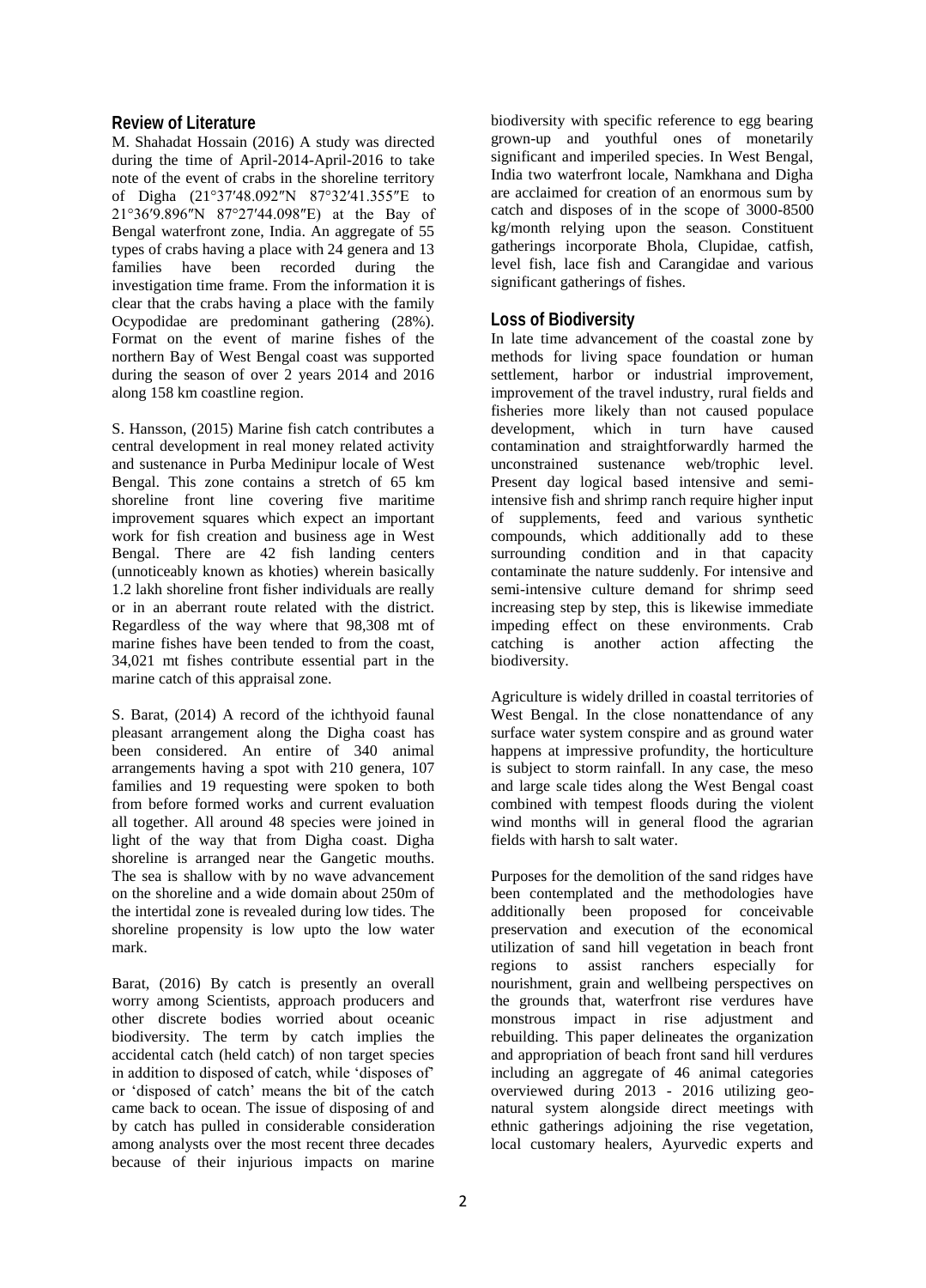## Review of Literature

M. Shahadat Hossain (2016) A study was directed during the time of April-2014-April-2016 to take note of the event of crabs in the shoreline territory of Digha (21°37′48.092″N 87°32′41.355″E to 21°36′9.896″N 87°27′44.098″E) at the Bay of Bengal waterfront zone, India. An aggregate of 55 types of crabs having a place with 24 genera and 13 families have been recorded during the investigation time frame. From the information it is clear that the crabs having a place with the family Ocypodidae are predominant gathering (28%). Format on the event of marine fishes of the northern Bay of West Bengal coast was supported during the season of over 2 years 2014 and 2016 along 158 km coastline region.

S. Hansson, (2015) Marine fish catch contributes a central development in real money related activity and sustenance in Purba Medinipur locale of West Bengal. This zone contains a stretch of 65 km shoreline front line covering five maritime improvement squares which expect an important work for fish creation and business age in West Bengal. There are 42 fish landing centers (unnoticeably known as khoties) wherein basically 1.2 lakh shoreline front fisher individuals are really or in an aberrant route related with the district. Regardless of the way where that 98,308 mt of marine fishes have been tended to from the coast, 34,021 mt fishes contribute essential part in the marine catch of this appraisal zone.

S. Barat, (2014) A record of the ichthyoid faunal pleasant arrangement along the Digha coast has been considered. An entire of 340 animal arrangements having a spot with 210 genera, 107 families and 19 requesting were spoken to both from before formed works and current evaluation all together. All around 48 species were joined in light of the way that from Digha coast. Digha shoreline is arranged near the Gangetic mouths. The sea is shallow with by no wave advancement on the shoreline and a wide domain about 250m of the intertidal zone is revealed during low tides. The shoreline propensity is low upto the low water mark.

Barat, (2016) By catch is presently an overall worry among Scientists, approach producers and other discrete bodies worried about oceanic biodiversity. The term by catch implies the accidental catch (held catch) of non target species in addition to disposed of catch, while 'disposes of' or 'disposed of catch' means the bit of the catch came back to ocean. The issue of disposing of and by catch has pulled in considerable consideration among analysts over the most recent three decades because of their injurious impacts on marine biodiversity with specific reference to egg bearing grown-up and youthful ones of monetarily significant and imperiled species. In West Bengal, India two waterfront locale, Namkhana and Digha are acclaimed for creation of an enormous sum by catch and disposes of in the scope of 3000-8500 kg/month relying upon the season. Constituent gatherings incorporate Bhola, Clupidae, catfish, level fish, lace fish and Carangidae and various significant gatherings of fishes.

## Loss of Biodiversity

In late time advancement of the coastal zone by methods for living space foundation or human settlement, harbor or industrial improvement, improvement of the travel industry, rural fields and fisheries more likely than not caused populace development, which in turn have caused contamination and straightforwardly harmed the unconstrained sustenance web/trophic level. Present day logical based intensive and semi-intensive fish and shrimp ranch require higher input of supplements, feed and various synthetic compounds, which additionally add to these surrounding condition and in that capacity contaminate the nature suddenly. For intensive and semi-intensive culture demand for shrimp seed increasing step by step, this is likewise immediate impeding effect on these environments. Crab catching is another action affecting the biodiversity.

Agriculture is widely drilled in coastal territories of West Bengal. In the close nonattendance of any surface water system conspire and as ground water happens at impressive profundity, the horticulture is subject to storm rainfall. In any case, the meso and large scale tides along the West Bengal coast combined with tempest floods during the violent wind months will in general flood the agrarian fields with harsh to salt water.

Purposes for the demolition of the sand ridges have been contemplated and the methodologies have additionally been proposed for conceivable preservation and execution of the economical utilization of sand hill vegetation in beach front regions to assist ranchers especially for nourishment, grain and wellbeing perspectives on the grounds that, waterfront rise verdures have monstrous impact in rise adjustment and rebuilding. This paper delineates the organization and appropriation of beach front sand hill verdures including an aggregate of 46 animal categories overviewed during 2013 - 2016 utilizing geo-natural system alongside direct meetings with ethnic gatherings adjoining the rise vegetation, local customary healers, Ayurvedic experts and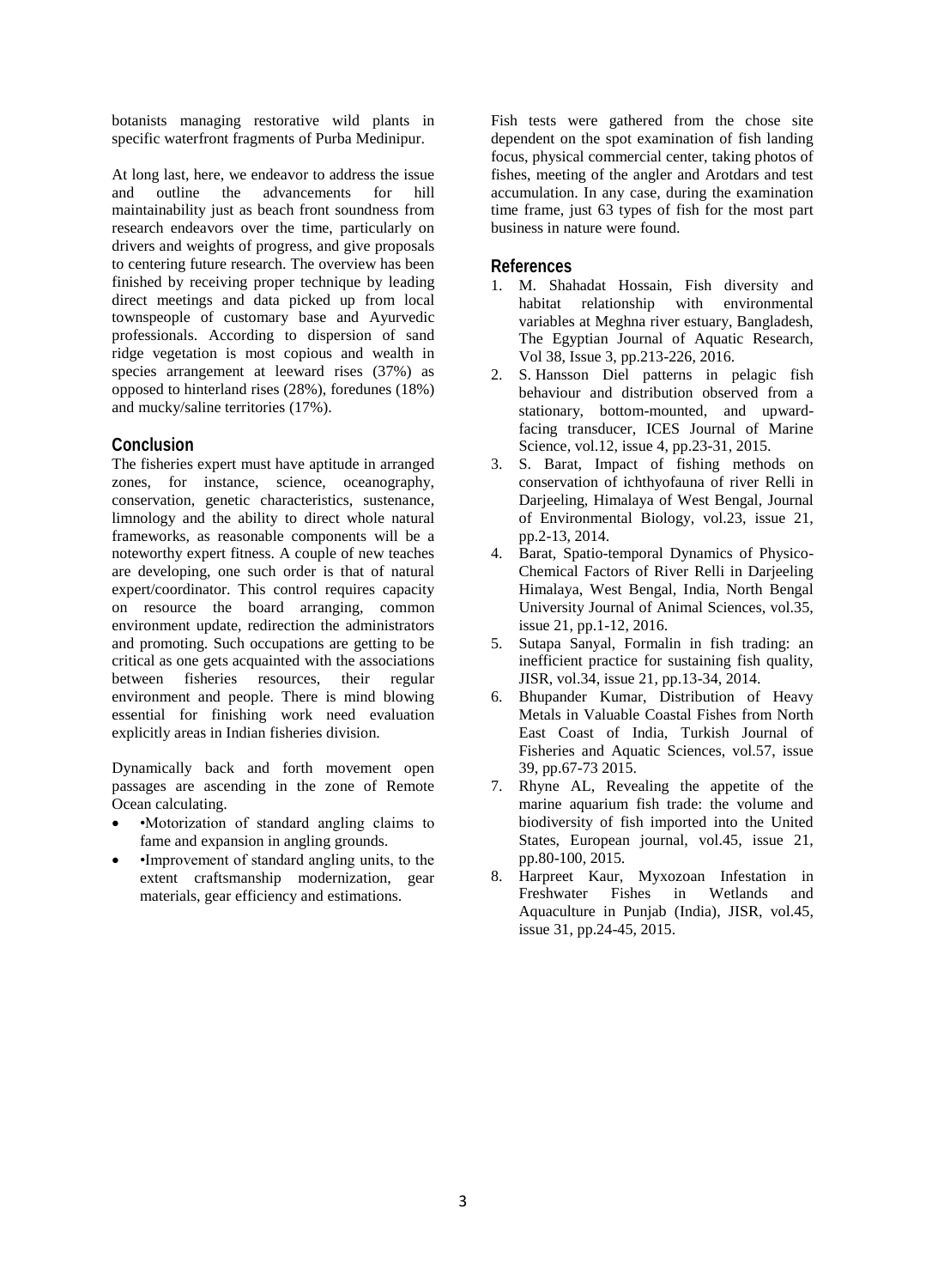botanists managing restorative wild plants in specific waterfront fragments of Purba Medinipur.

At long last, here, we endeavor to address the issue and outline the advancements for hill maintainability just as beach front soundness from research endeavors over the time, particularly on drivers and weights of progress, and give proposals to centering future research. The overview has been finished by receiving proper technique by leading direct meetings and data picked up from local townspeople of customary base and Ayurvedic professionals. According to dispersion of sand ridge vegetation is most copious and wealth in species arrangement at leeward rises (37%) as opposed to hinterland rises (28%), foredunes (18%) and mucky/saline territories (17%).

## Conclusion

The fisheries expert must have aptitude in arranged zones, for instance, science, oceanography, conservation, genetic characteristics, sustenance, limnology and the ability to direct whole natural frameworks, as reasonable components will be a noteworthy expert fitness. A couple of new teaches are developing, one such order is that of natural expert/coordinator. This control requires capacity on resource the board arranging, common environment update, redirection the administrators and promoting. Such occupations are getting to be critical as one gets acquainted with the associations between fisheries resources, their regular environment and people. There is mind blowing essential for finishing work need evaluation explicitly areas in Indian fisheries division.

Dynamically back and forth movement open passages are ascending in the zone of Remote Ocean calculating.

- •Motorization of standard angling claims to fame and expansion in angling grounds.
- •Improvement of standard angling units, to the extent craftsmanship modernization, gear materials, gear efficiency and estimations.

Fish tests were gathered from the chose site dependent on the spot examination of fish landing focus, physical commercial center, taking photos of fishes, meeting of the angler and Arotdars and test accumulation. In any case, during the examination time frame, just 63 types of fish for the most part business in nature were found.

## References

1. M. Shahadat Hossain, Fish diversity and habitat relationship with environmental variables at Meghna river estuary, Bangladesh, The Egyptian Journal of Aquatic Research, Vol 38, Issue 3, pp.213-226, 2016.
2. S. Hansson Diel patterns in pelagic fish behaviour and distribution observed from a stationary, bottom-mounted, and upward-facing transducer, ICES Journal of Marine Science, vol.12, issue 4, pp.23-31, 2015.
3. S. Barat, Impact of fishing methods on conservation of ichthyofauna of river Relli in Darjeeling, Himalaya of West Bengal, Journal of Environmental Biology, vol.23, issue 21, pp.2-13, 2014.
4. Barat, Spatio-temporal Dynamics of Physico-Chemical Factors of River Relli in Darjeeling Himalaya, West Bengal, India, North Bengal University Journal of Animal Sciences, vol.35, issue 21, pp.1-12, 2016.
5. Sutapa Sanyal, Formalin in fish trading: an inefficient practice for sustaining fish quality, JISR, vol.34, issue 21, pp.13-34, 2014.
6. Bhupander Kumar, Distribution of Heavy Metals in Valuable Coastal Fishes from North East Coast of India, Turkish Journal of Fisheries and Aquatic Sciences, vol.57, issue 39, pp.67-73 2015.
7. Rhyne AL, Revealing the appetite of the marine aquarium fish trade: the volume and biodiversity of fish imported into the United States, European journal, vol.45, issue 21, pp.80-100, 2015.
8. Harpreet Kaur, Myxozoan Infestation in Freshwater Fishes in Wetlands and Aquaculture in Punjab (India), JISR, vol.45, issue 31, pp.24-45, 2015.